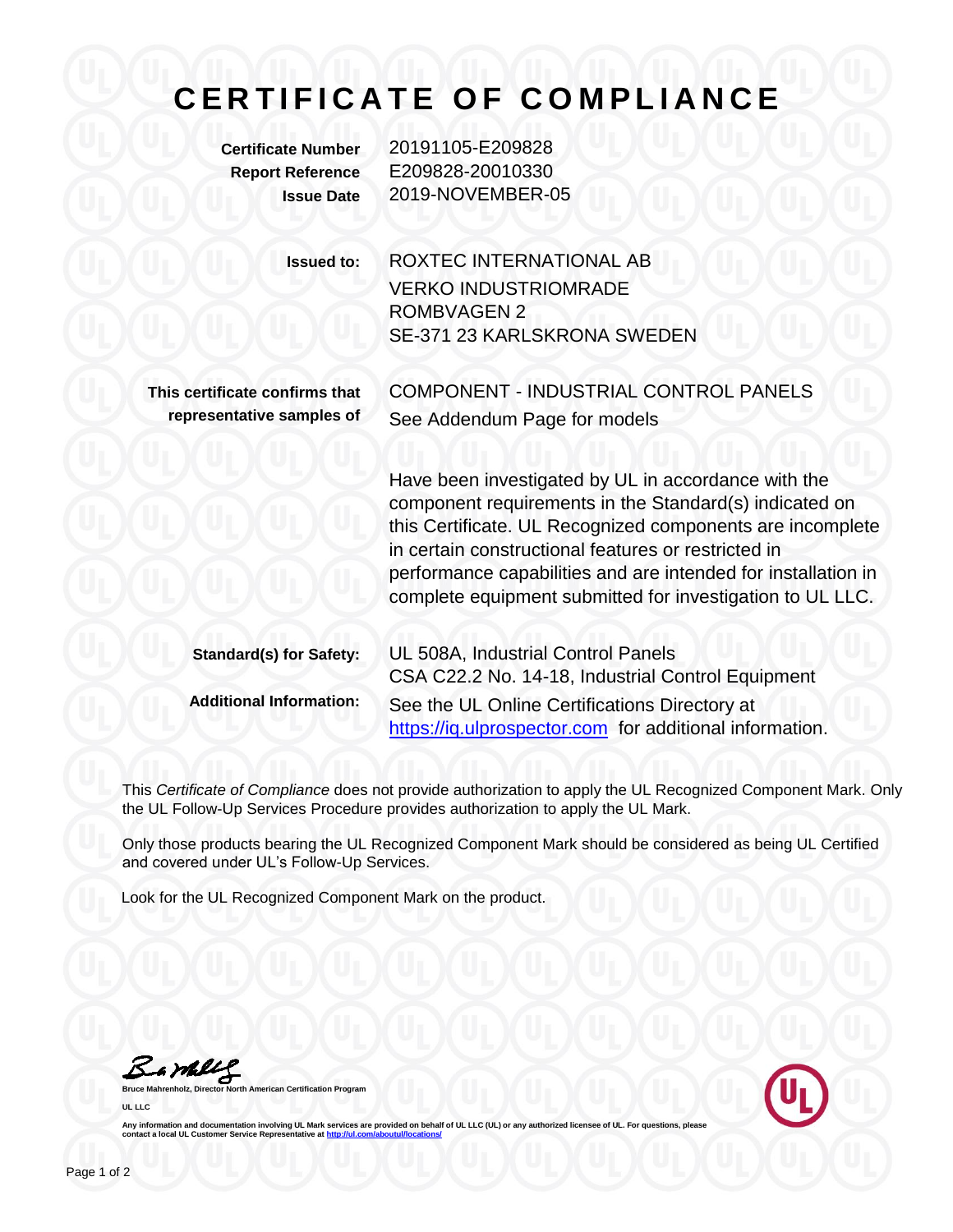# CERTIFICATE OF COMPLIANCE

**Certificate Number** 20191105-E209828
**Report Reference** E209828-20010330
**Issue Date** 2019-NOVEMBER-05

**Issued to:** ROXTEC INTERNATIONAL AB
VERKO INDUSTRIOMRADE
ROMBVAGEN 2
SE-371 23 KARLSKRONA SWEDEN

**This certificate confirms that representative samples of** COMPONENT - INDUSTRIAL CONTROL PANELS
See Addendum Page for models

Have been investigated by UL in accordance with the component requirements in the Standard(s) indicated on this Certificate. UL Recognized components are incomplete in certain constructional features or restricted in performance capabilities and are intended for installation in complete equipment submitted for investigation to UL LLC.

**Standard(s) for Safety:** UL 508A, Industrial Control Panels
CSA C22.2 No. 14-18, Industrial Control Equipment

**Additional Information:** See the UL Online Certifications Directory at https://iq.ulprospector.com for additional information.

This *Certificate of Compliance* does not provide authorization to apply the UL Recognized Component Mark. Only the UL Follow-Up Services Procedure provides authorization to apply the UL Mark.

Only those products bearing the UL Recognized Component Mark should be considered as being UL Certified and covered under UL's Follow-Up Services.

Look for the UL Recognized Component Mark on the product.

**Bruce Mahrenholz, Director North American Certification Program**

**UL LLC**

**Any information and documentation involving UL Mark services are provided on behalf of UL LLC (UL) or any authorized licensee of UL. For questions, please contact a local UL Customer Service Representative at http://ul.com/aboutul/locations/**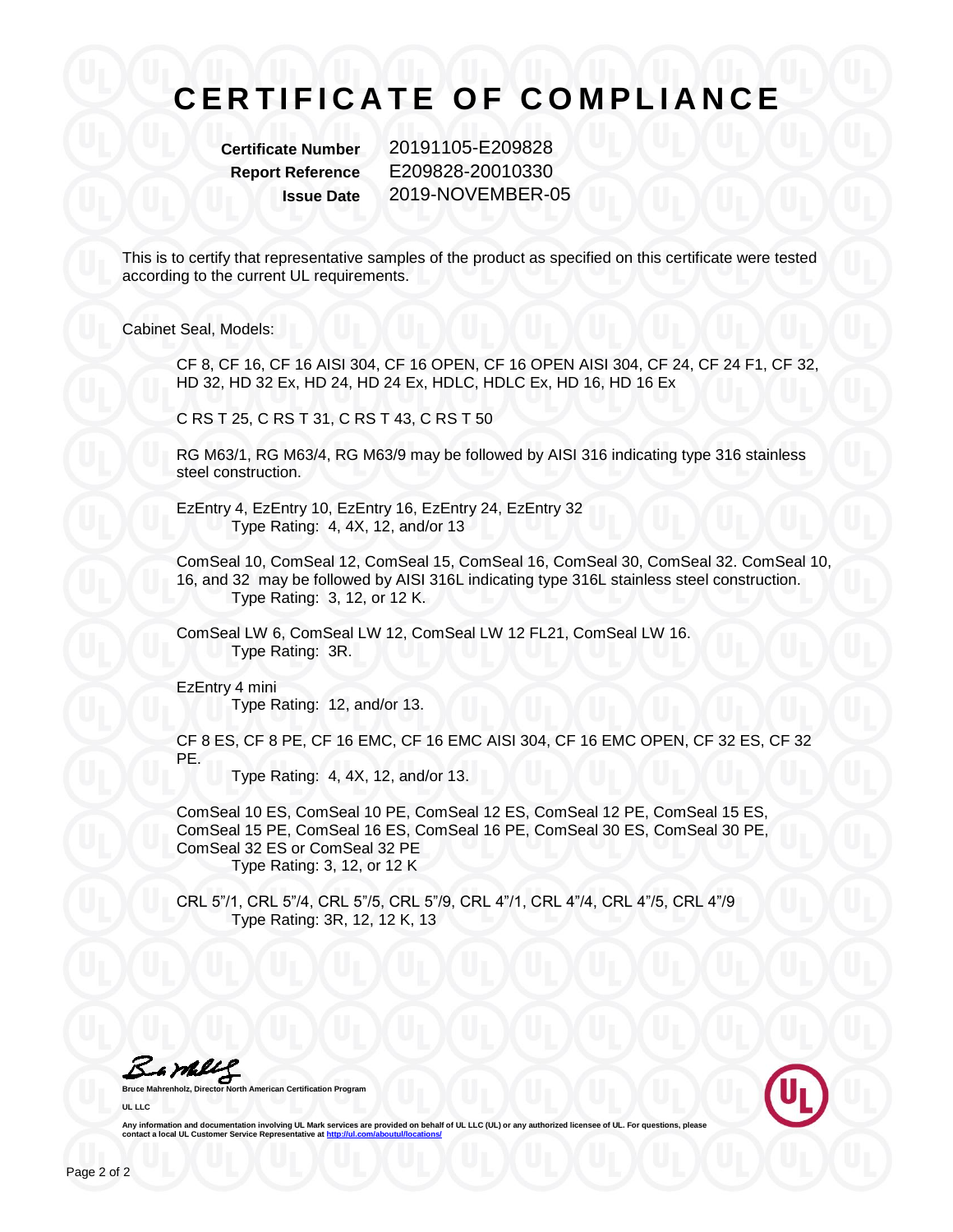# CERTIFICATE OF COMPLIANCE

**Certificate Number** 20191105-E209828
**Report Reference** E209828-20010330
**Issue Date** 2019-NOVEMBER-05

This is to certify that representative samples of the product as specified on this certificate were tested according to the current UL requirements.

Cabinet Seal, Models:

CF 8, CF 16, CF 16 AISI 304, CF 16 OPEN, CF 16 OPEN AISI 304, CF 24, CF 24 F1, CF 32, HD 32, HD 32 Ex, HD 24, HD 24 Ex, HDLC, HDLC Ex, HD 16, HD 16 Ex

C RS T 25, C RS T 31, C RS T 43, C RS T 50

RG M63/1, RG M63/4, RG M63/9 may be followed by AISI 316 indicating type 316 stainless steel construction.

EzEntry 4, EzEntry 10, EzEntry 16, EzEntry 24, EzEntry 32
Type Rating: 4, 4X, 12, and/or 13

ComSeal 10, ComSeal 12, ComSeal 15, ComSeal 16, ComSeal 30, ComSeal 32. ComSeal 10, 16, and 32 may be followed by AISI 316L indicating type 316L stainless steel construction.
Type Rating: 3, 12, or 12 K.

ComSeal LW 6, ComSeal LW 12, ComSeal LW 12 FL21, ComSeal LW 16.
Type Rating: 3R.

EzEntry 4 mini
Type Rating: 12, and/or 13.

CF 8 ES, CF 8 PE, CF 16 EMC, CF 16 EMC AISI 304, CF 16 EMC OPEN, CF 32 ES, CF 32 PE.
Type Rating: 4, 4X, 12, and/or 13.

ComSeal 10 ES, ComSeal 10 PE, ComSeal 12 ES, ComSeal 12 PE, ComSeal 15 ES, ComSeal 15 PE, ComSeal 16 ES, ComSeal 16 PE, ComSeal 30 ES, ComSeal 30 PE, ComSeal 32 ES or ComSeal 32 PE
Type Rating: 3, 12, or 12 K

CRL 5"/1, CRL 5"/4, CRL 5"/5, CRL 5"/9, CRL 4"/1, CRL 4"/4, CRL 4"/5, CRL 4"/9
Type Rating: 3R, 12, 12 K, 13

**Bruce Mahrenholz, Director North American Certification Program**

**UL LLC**

Any information and documentation involving UL Mark services are provided on behalf of UL LLC (UL) or any authorized licensee of UL. For questions, please contact a local UL Customer Service Representative at http://ul.com/aboutul/locations/